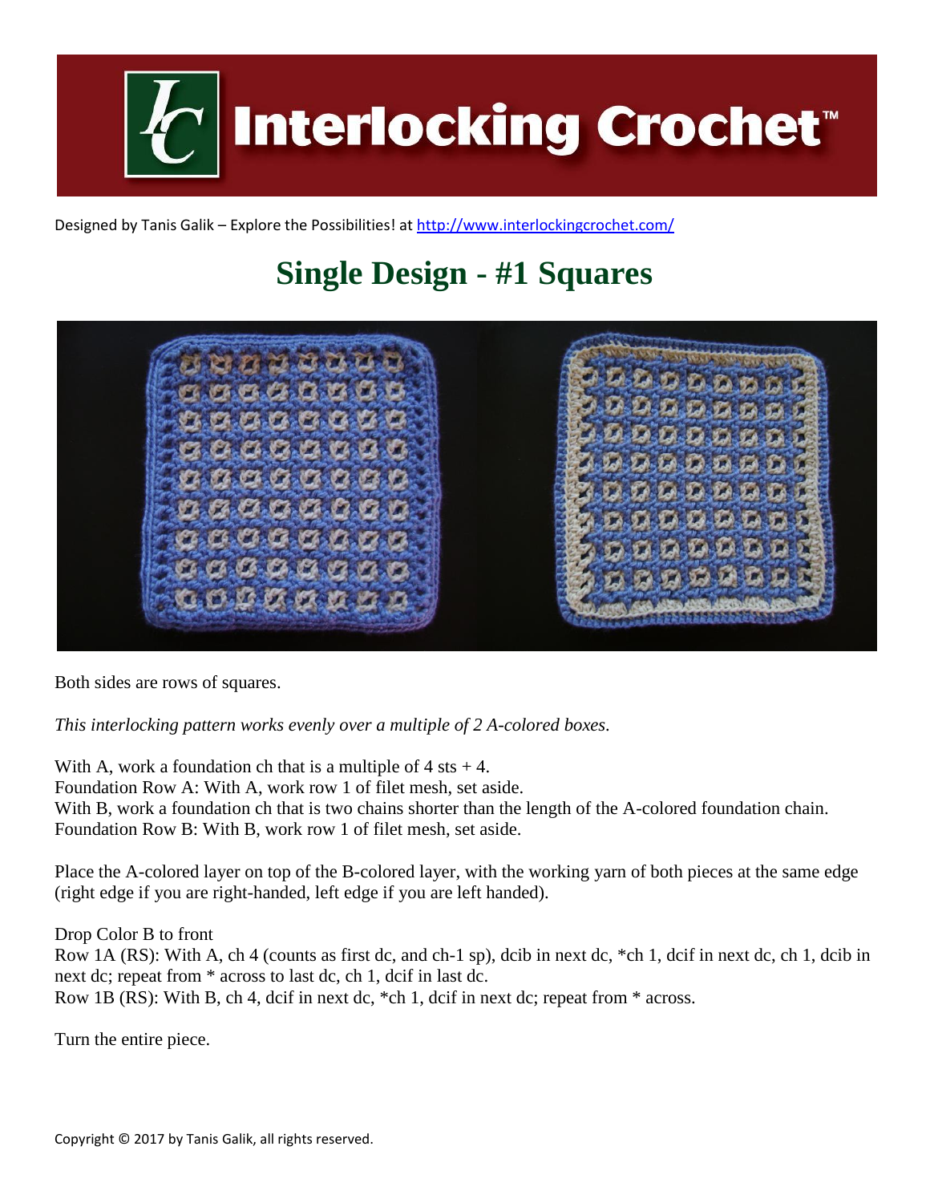# Interlocking Crochet™

Designed by Tanis Galik – Explore the Possibilities! at http://www.interlockingcrochet.com/

## Single Design - #1 Squares

Both sides are rows of squares.

*This interlocking pattern works evenly over a multiple of 2 A-colored boxes.*

With A, work a foundation ch that is a multiple of 4 sts + 4.
Foundation Row A: With A, work row 1 of filet mesh, set aside.
With B, work a foundation ch that is two chains shorter than the length of the A-colored foundation chain.
Foundation Row B: With B, work row 1 of filet mesh, set aside.

Place the A-colored layer on top of the B-colored layer, with the working yarn of both pieces at the same edge (right edge if you are right-handed, left edge if you are left handed).

Drop Color B to front
Row 1A (RS): With A, ch 4 (counts as first dc, and ch-1 sp), dcib in next dc, *ch 1, dcif in next dc, ch 1, dcib in next dc; repeat from * across to last dc, ch 1, dcif in last dc.
Row 1B (RS): With B, ch 4, dcif in next dc, *ch 1, dcif in next dc; repeat from * across.

Turn the entire piece.

Copyright © 2017 by Tanis Galik, all rights reserved.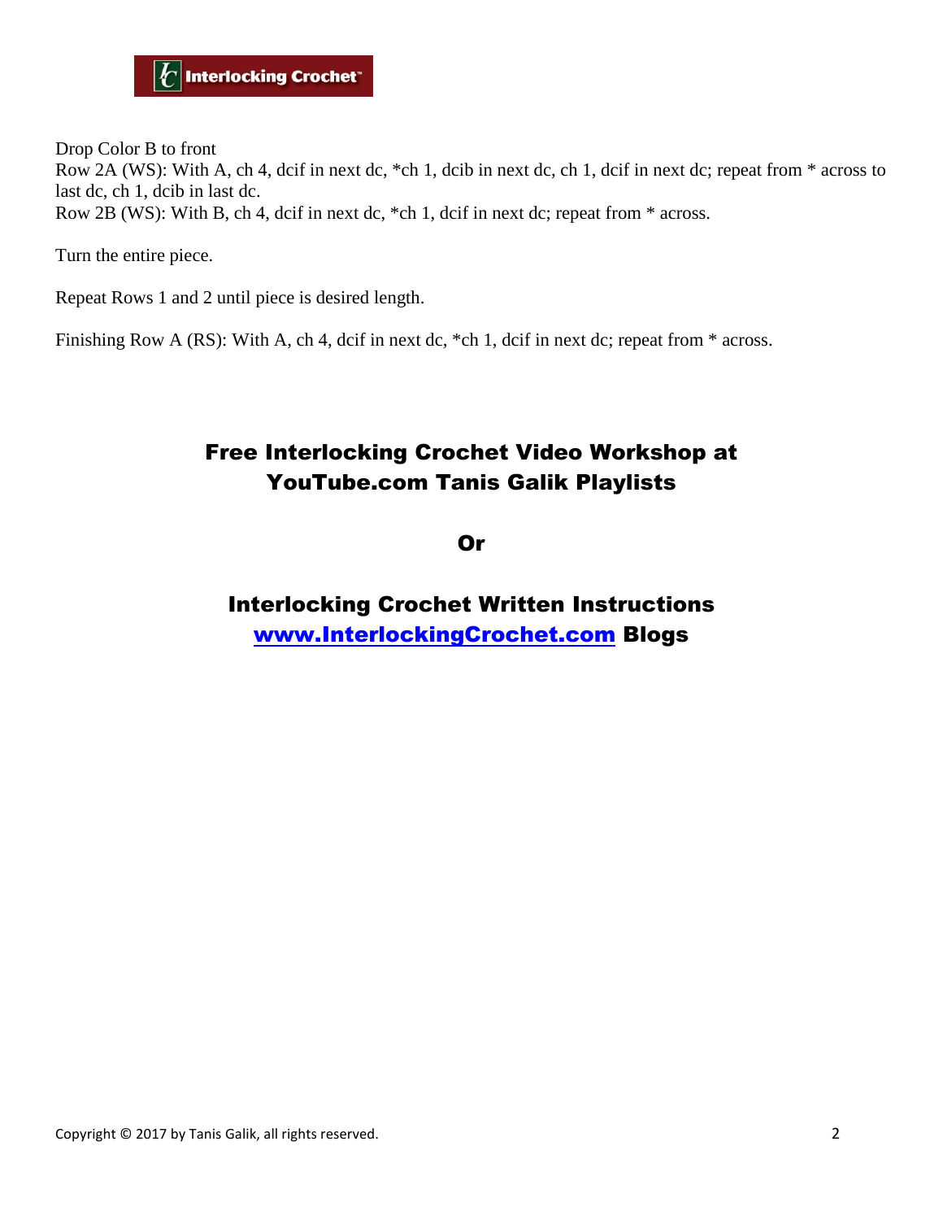Drop Color B to front
Row 2A (WS): With A, ch 4, dcif in next dc, *ch 1, dcib in next dc, ch 1, dcif in next dc; repeat from * across to last dc, ch 1, dcib in last dc.
Row 2B (WS): With B, ch 4, dcif in next dc, *ch 1, dcif in next dc; repeat from * across.

Turn the entire piece.

Repeat Rows 1 and 2 until piece is desired length.

Finishing Row A (RS): With A, ch 4, dcif in next dc, *ch 1, dcif in next dc; repeat from * across.

## Free Interlocking Crochet Video Workshop at YouTube.com Tanis Galik Playlists

## Or

## Interlocking Crochet Written Instructions [www.InterlockingCrochet.com](http://www.InterlockingCrochet.com) Blogs

Copyright © 2017 by Tanis Galik, all rights reserved.